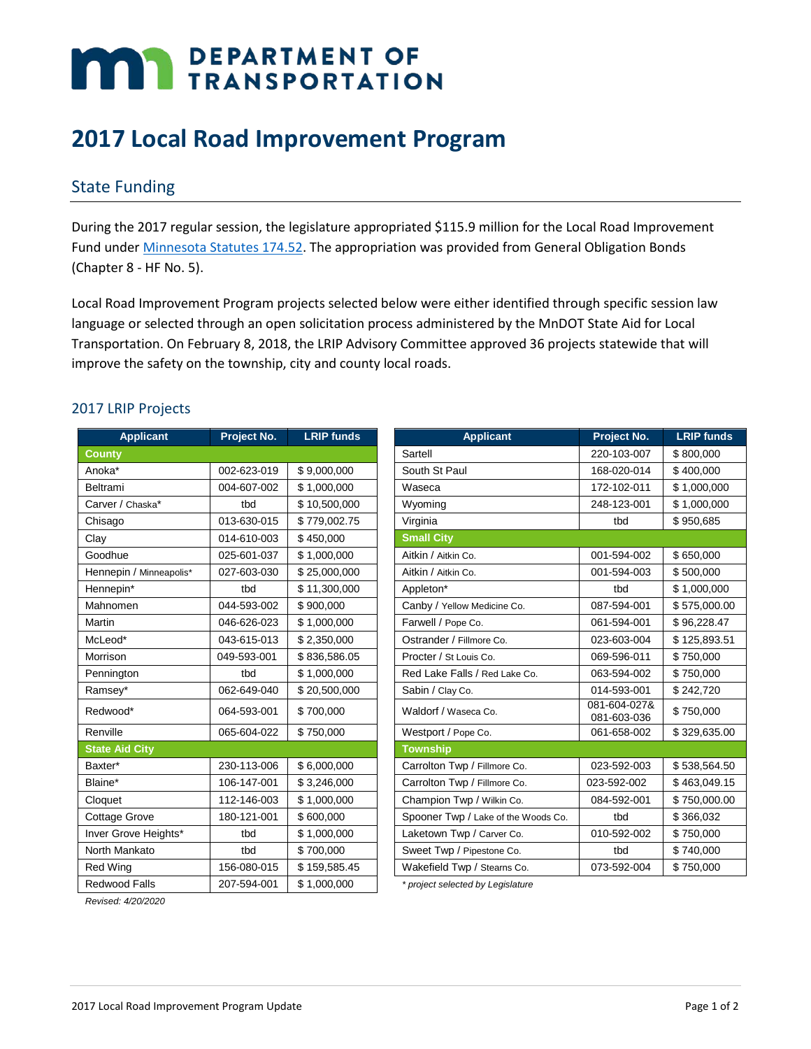# DEPARTMENT OF TRANSPORTATION

# 2017 Local Road Improvement Program

## State Funding

During the 2017 regular session, the legislature appropriated $115.9 million for the Local Road Improvement Fund under [Minnesota Statutes 174.52](). The appropriation was provided from General Obligation Bonds (Chapter 8 - HF No. 5).

Local Road Improvement Program projects selected below were either identified through specific session law language or selected through an open solicitation process administered by the MnDOT State Aid for Local Transportation. On February 8, 2018, the LRIP Advisory Committee approved 36 projects statewide that will improve the safety on the township, city and county local roads.

### 2017 LRIP Projects

| Applicant | Project No. | LRIP funds |
|---|---|---|
| **County** | | |
| Anoka* | 002-623-019 | $ 9,000,000 |
| Beltrami | 004-607-002 | $ 1,000,000 |
| Carver / Chaska* | tbd | $ 10,500,000 |
| Chisago | 013-630-015 | $ 779,002.75 |
| Clay | 014-610-003 | $ 450,000 |
| Goodhue | 025-601-037 | $ 1,000,000 |
| Hennepin / Minneapolis* | 027-603-030 | $ 25,000,000 |
| Hennepin* | tbd | $ 11,300,000 |
| Mahnomen | 044-593-002 | $ 900,000 |
| Martin | 046-626-023 | $ 1,000,000 |
| McLeod* | 043-615-013 | $ 2,350,000 |
| Morrison | 049-593-001 | $ 836,586.05 |
| Pennington | tbd | $ 1,000,000 |
| Ramsey* | 062-649-040 | $ 20,500,000 |
| Redwood* | 064-593-001 | $ 700,000 |
| Renville | 065-604-022 | $ 750,000 |
| **State Aid City** | | |
| Baxter* | 230-113-006 | $ 6,000,000 |
| Blaine* | 106-147-001 | $ 3,246,000 |
| Cloquet | 112-146-003 | $ 1,000,000 |
| Cottage Grove | 180-121-001 | $ 600,000 |
| Inver Grove Heights* | tbd | $ 1,000,000 |
| North Mankato | tbd | $ 700,000 |
| Red Wing | 156-080-015 | $ 159,585.45 |
| Redwood Falls | 207-594-001 | $ 1,000,000 |
| Sartell | 220-103-007 | $ 800,000 |
| South St Paul | 168-020-014 | $ 400,000 |
| Waseca | 172-102-011 | $ 1,000,000 |
| Wyoming | 248-123-001 | $ 1,000,000 |
| Virginia | tbd | $ 950,685 |
| **Small City** | | |
| Aitkin / Aitkin Co. | 001-594-002 | $ 650,000 |
| Aitkin / Aitkin Co. | 001-594-003 | $ 500,000 |
| Appleton* | tbd | $ 1,000,000 |
| Canby / Yellow Medicine Co. | 087-594-001 | $ 575,000.00 |
| Farwell / Pope Co. | 061-594-001 | $ 96,228.47 |
| Ostrander / Fillmore Co. | 023-603-004 | $ 125,893.51 |
| Procter / St Louis Co. | 069-596-011 | $ 750,000 |
| Red Lake Falls / Red Lake Co. | 063-594-002 | $ 750,000 |
| Sabin / Clay Co. | 014-593-001 | $ 242,720 |
| Waldorf / Waseca Co. | 081-604-027& 081-603-036 | $ 750,000 |
| Westport / Pope Co. | 061-658-002 | $ 329,635.00 |
| **Township** | | |
| Carrolton Twp / Fillmore Co. | 023-592-003 | $ 538,564.50 |
| Carrolton Twp / Fillmore Co. | 023-592-002 | $ 463,049.15 |
| Champion Twp / Wilkin Co. | 084-592-001 | $ 750,000.00 |
| Spooner Twp / Lake of the Woods Co. | tbd | $ 366,032 |
| Laketown Twp / Carver Co. | 010-592-002 | $ 750,000 |
| Sweet Twp / Pipestone Co. | tbd | $ 740,000 |
| Wakefield Twp / Stearns Co. | 073-592-004 | $ 750,000 |

*\* project selected by Legislature*

*Revised: 4/20/2020*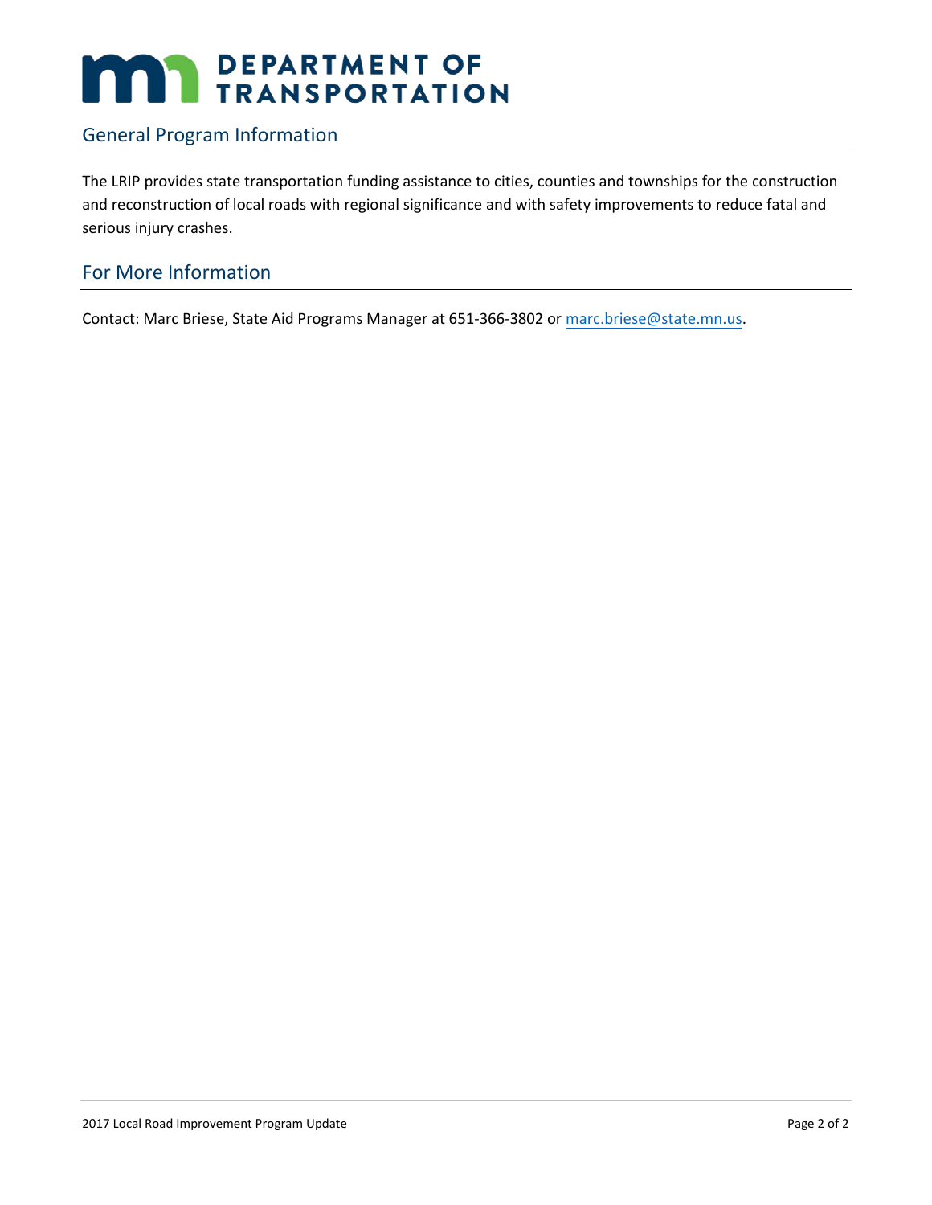## General Program Information

The LRIP provides state transportation funding assistance to cities, counties and townships for the construction and reconstruction of local roads with regional significance and with safety improvements to reduce fatal and serious injury crashes.

## For More Information

Contact: Marc Briese, State Aid Programs Manager at 651-366-3802 or marc.briese@state.mn.us.